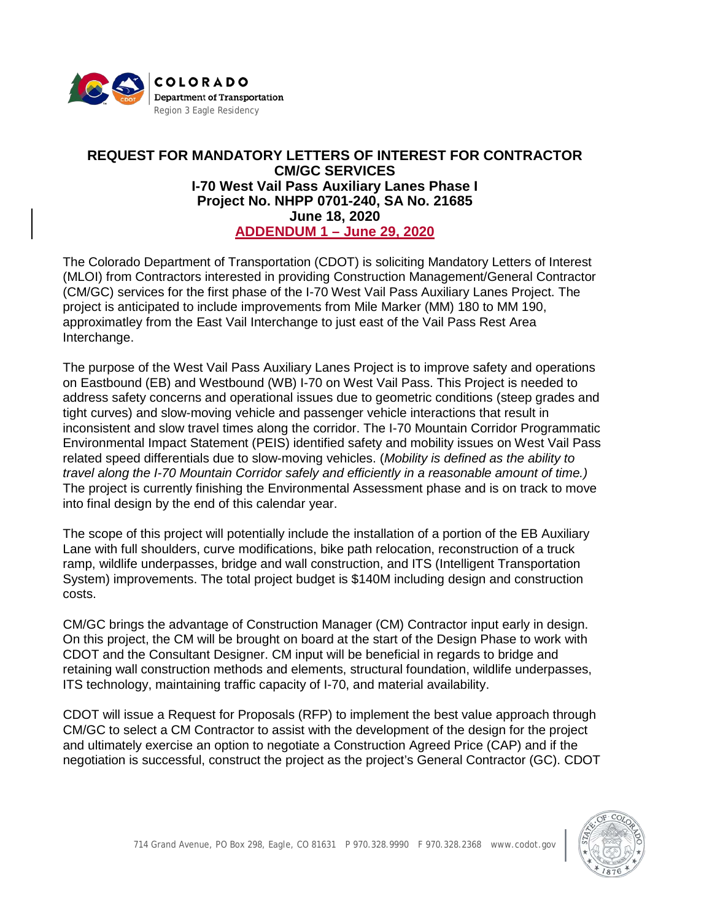COLORADO
Department of Transportation
Region 3 Eagle Residency

# REQUEST FOR MANDATORY LETTERS OF INTEREST FOR CONTRACTOR CM/GC SERVICES

## I-70 West Vail Pass Auxiliary Lanes Phase I

**Project No. NHPP 0701-240, SA No. 21685**

**June 18, 2020**

**ADDENDUM 1 – June 29, 2020**

The Colorado Department of Transportation (CDOT) is soliciting Mandatory Letters of Interest (MLOI) from Contractors interested in providing Construction Management/General Contractor (CM/GC) services for the first phase of the I-70 West Vail Pass Auxiliary Lanes Project. The project is anticipated to include improvements from Mile Marker (MM) 180 to MM 190, approximatley from the East Vail Interchange to just east of the Vail Pass Rest Area Interchange.

The purpose of the West Vail Pass Auxiliary Lanes Project is to improve safety and operations on Eastbound (EB) and Westbound (WB) I-70 on West Vail Pass. This Project is needed to address safety concerns and operational issues due to geometric conditions (steep grades and tight curves) and slow-moving vehicle and passenger vehicle interactions that result in inconsistent and slow travel times along the corridor. The I-70 Mountain Corridor Programmatic Environmental Impact Statement (PEIS) identified safety and mobility issues on West Vail Pass related speed differentials due to slow-moving vehicles. (*Mobility is defined as the ability to travel along the I-70 Mountain Corridor safely and efficiently in a reasonable amount of time.)* The project is currently finishing the Environmental Assessment phase and is on track to move into final design by the end of this calendar year.

The scope of this project will potentially include the installation of a portion of the EB Auxiliary Lane with full shoulders, curve modifications, bike path relocation, reconstruction of a truck ramp, wildlife underpasses, bridge and wall construction, and ITS (Intelligent Transportation System) improvements. The total project budget is $140M including design and construction costs.

CM/GC brings the advantage of Construction Manager (CM) Contractor input early in design. On this project, the CM will be brought on board at the start of the Design Phase to work with CDOT and the Consultant Designer. CM input will be beneficial in regards to bridge and retaining wall construction methods and elements, structural foundation, wildlife underpasses, ITS technology, maintaining traffic capacity of I-70, and material availability.

CDOT will issue a Request for Proposals (RFP) to implement the best value approach through CM/GC to select a CM Contractor to assist with the development of the design for the project and ultimately exercise an option to negotiate a Construction Agreed Price (CAP) and if the negotiation is successful, construct the project as the project's General Contractor (GC). CDOT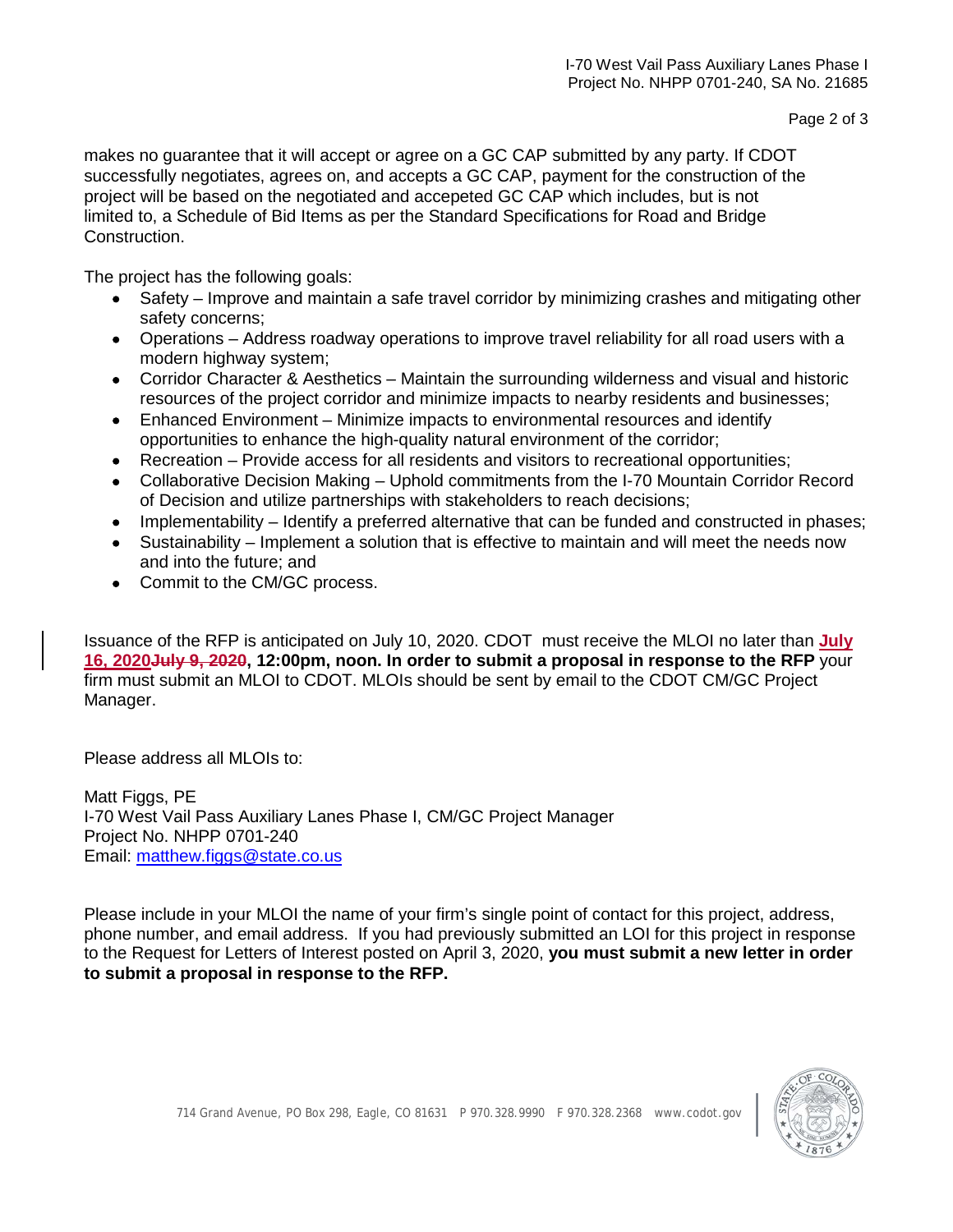makes no guarantee that it will accept or agree on a GC CAP submitted by any party. If CDOT successfully negotiates, agrees on, and accepts a GC CAP, payment for the construction of the project will be based on the negotiated and accepeted GC CAP which includes, but is not limited to, a Schedule of Bid Items as per the Standard Specifications for Road and Bridge Construction.

The project has the following goals:

- Safety – Improve and maintain a safe travel corridor by minimizing crashes and mitigating other safety concerns;
- Operations – Address roadway operations to improve travel reliability for all road users with a modern highway system;
- Corridor Character & Aesthetics – Maintain the surrounding wilderness and visual and historic resources of the project corridor and minimize impacts to nearby residents and businesses;
- Enhanced Environment – Minimize impacts to environmental resources and identify opportunities to enhance the high-quality natural environment of the corridor;
- Recreation – Provide access for all residents and visitors to recreational opportunities;
- Collaborative Decision Making – Uphold commitments from the I-70 Mountain Corridor Record of Decision and utilize partnerships with stakeholders to reach decisions;
- Implementability – Identify a preferred alternative that can be funded and constructed in phases;
- Sustainability – Implement a solution that is effective to maintain and will meet the needs now and into the future; and
- Commit to the CM/GC process.

Issuance of the RFP is anticipated on July 10, 2020. CDOT must receive the MLOI no later than **July 16, 2020~~July 9, 2020~~, 12:00pm, noon. In order to submit a proposal in response to the RFP** your firm must submit an MLOI to CDOT. MLOIs should be sent by email to the CDOT CM/GC Project Manager.

Please address all MLOIs to:

Matt Figgs, PE
I-70 West Vail Pass Auxiliary Lanes Phase I, CM/GC Project Manager
Project No. NHPP 0701-240
Email: matthew.figgs@state.co.us

Please include in your MLOI the name of your firm's single point of contact for this project, address, phone number, and email address. If you had previously submitted an LOI for this project in response to the Request for Letters of Interest posted on April 3, 2020, **you must submit a new letter in order to submit a proposal in response to the RFP.**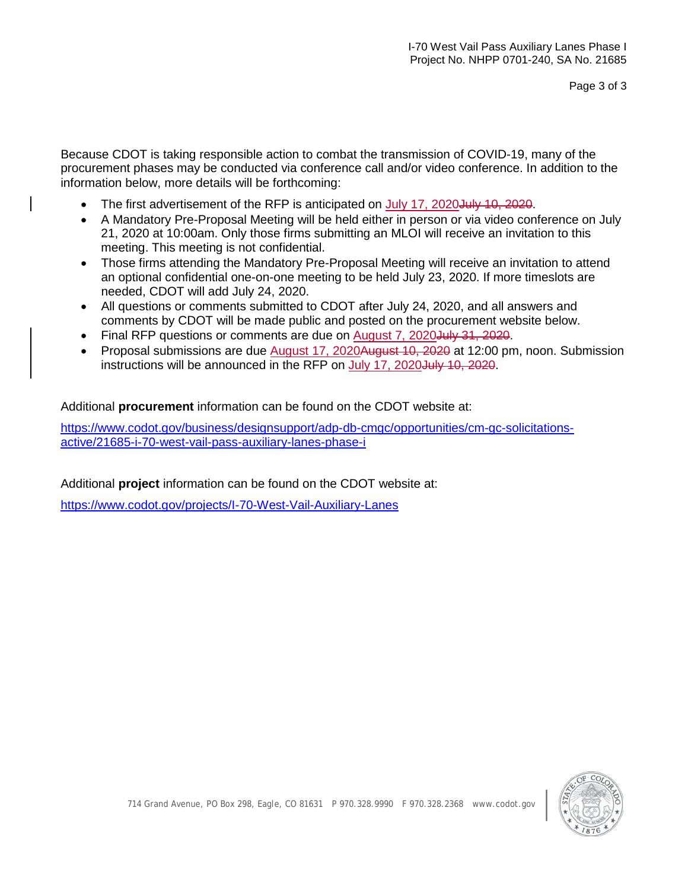Because CDOT is taking responsible action to combat the transmission of COVID-19, many of the procurement phases may be conducted via conference call and/or video conference. In addition to the information below, more details will be forthcoming:

- The first advertisement of the RFP is anticipated on July 17, 2020~~July 10, 2020~~.
- A Mandatory Pre-Proposal Meeting will be held either in person or via video conference on July 21, 2020 at 10:00am. Only those firms submitting an MLOI will receive an invitation to this meeting. This meeting is not confidential.
- Those firms attending the Mandatory Pre-Proposal Meeting will receive an invitation to attend an optional confidential one-on-one meeting to be held July 23, 2020. If more timeslots are needed, CDOT will add July 24, 2020.
- All questions or comments submitted to CDOT after July 24, 2020, and all answers and comments by CDOT will be made public and posted on the procurement website below.
- Final RFP questions or comments are due on August 7, 2020~~July 31, 2020~~.
- Proposal submissions are due August 17, 2020~~August 10, 2020~~ at 12:00 pm, noon. Submission instructions will be announced in the RFP on July 17, 2020~~July 10, 2020~~.

Additional **procurement** information can be found on the CDOT website at:

[https://www.codot.gov/business/designsupport/adp-db-cmgc/opportunities/cm-gc-solicitations-active/21685-i-70-west-vail-pass-auxiliary-lanes-phase-i](https://www.codot.gov/business/designsupport/adp-db-cmgc/opportunities/cm-gc-solicitations-active/21685-i-70-west-vail-pass-auxiliary-lanes-phase-i)

Additional **project** information can be found on the CDOT website at:

[https://www.codot.gov/projects/I-70-West-Vail-Auxiliary-Lanes](https://www.codot.gov/projects/I-70-West-Vail-Auxiliary-Lanes)